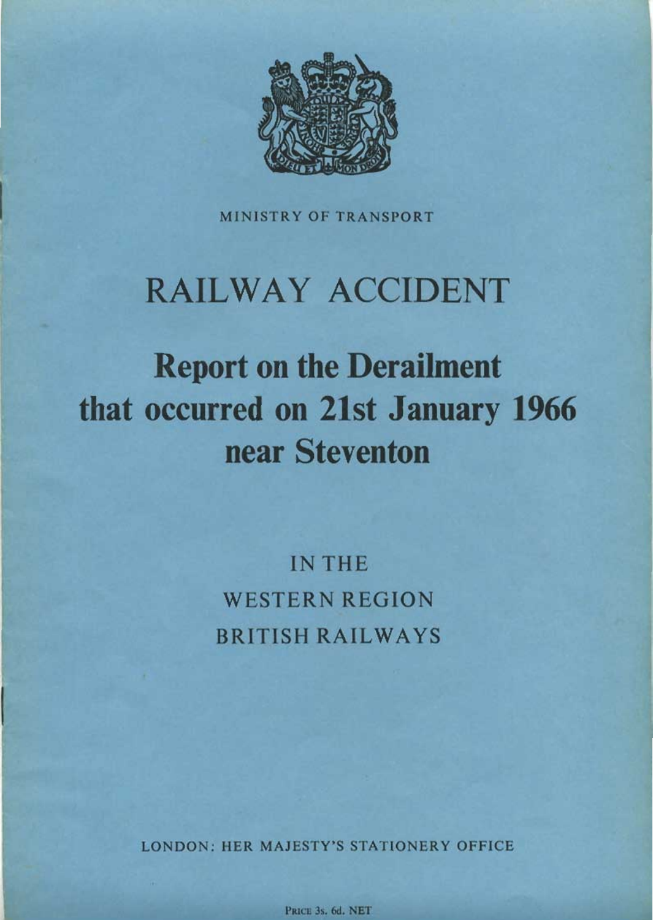MINISTRY OF TRANSPORT

# RAILWAY ACCIDENT

## Report on the Derailment that occurred on 21st January 1966 near Steventon

IN THE
WESTERN REGION
BRITISH RAILWAYS

LONDON: HER MAJESTY'S STATIONERY OFFICE

PRICE 3s. 6d. NET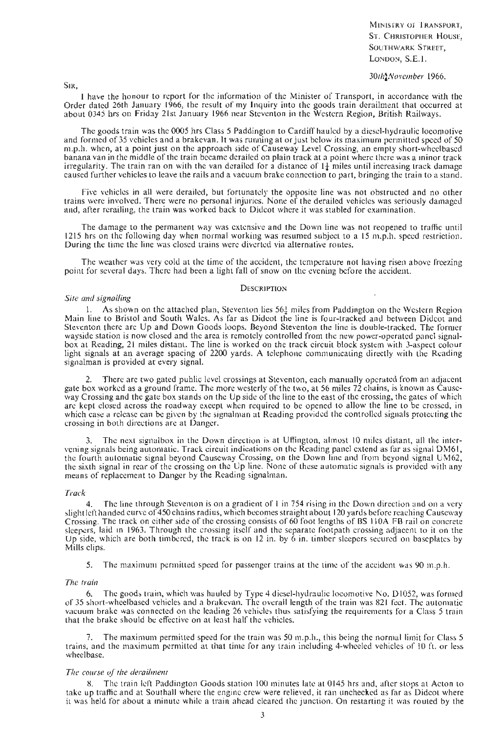MINISTRY OF TRANSPORT,
ST. CHRISTOPHER HOUSE,
SOUTHWARK STREET,
LONDON, S.E.1.

*30th November 1966.*

SIR,

I have the honour to report for the information of the Minister of Transport, in accordance with the Order dated 26th January 1966, the result of my Inquiry into the goods train derailment that occurred at about 0345 hrs on Friday 21st January 1966 near Steventon in the Western Region, British Railways.

The goods train was the 0005 hrs Class 5 Paddington to Cardiff hauled by a diesel-hydraulic locomotive and formed of 35 vehicles and a brakevan. It was running at or just below its maximum permitted speed of 50 m.p.h. when, at a point just on the approach side of Causeway Level Crossing, an empty short-wheelbased banana van in the middle of the train became derailed on plain track at a point where there was a minor track irregularity. The train ran on with the van derailed for a distance of 1¼ miles until increasing track damage caused further vehicles to leave the rails and a vacuum brake connection to part, bringing the train to a stand.

Five vehicles in all were derailed, but fortunately the opposite line was not obstructed and no other trains were involved. There were no personal injuries. None of the derailed vehicles was seriously damaged and, after rerailing, the train was worked back to Didcot where it was stabled for examination.

The damage to the permanent way was extensive and the Down line was not reopened to traffic until 1215 hrs on the following day when normal working was resumed subject to a 15 m.p.h. speed restriction. During the time the line was closed trains were diverted via alternative routes.

The weather was very cold at the time of the accident, the temperature not having risen above freezing point for several days. There had been a light fall of snow on the evening before the accident.

## DESCRIPTION

### *Site and signalling*

1. As shown on the attached plan, Steventon lies 56½ miles from Paddington on the Western Region Main line to Bristol and South Wales. As far as Didcot the line is four-tracked and between Didcot and Steventon there are Up and Down Goods loops. Beyond Steventon the line is double-tracked. The former wayside station is now closed and the area is remotely controlled from the new power-operated panel signalbox at Reading, 21 miles distant. The line is worked on the track circuit block system with 3-aspect colour light signals at an average spacing of 2200 yards. A telephone communicating directly with the Reading signalman is provided at every signal.

2. There are two gated public level crossings at Steventon, each manually operated from an adjacent gate box worked as a ground frame. The more westerly of the two, at 56 miles 72 chains, is known as Causeway Crossing and the gate box stands on the Up side of the line to the east of the crossing, the gates of which are kept closed across the roadway except when required to be opened to allow the line to be crossed, in which case a release can be given by the signalman at Reading provided the controlled signals protecting the crossing in both directions are at Danger.

3. The next signalbox in the Down direction is at Uffington, almost 10 miles distant, all the intervening signals being automatic. Track circuit indications on the Reading panel extend as far as signal DM61, the fourth automatic signal beyond Causeway Crossing, on the Down line and from beyond signal UM62, the sixth signal in rear of the crossing on the Up line. None of these automatic signals is provided with any means of replacement to Danger by the Reading signalman.

### *Track*

4. The line through Steventon is on a gradient of 1 in 754 rising in the Down direction and on a very slight left handed curve of 450 chains radius, which becomes straight about 120 yards before reaching Causeway Crossing. The track on either side of the crossing consists of 60 foot lengths of BS 110A FB rail on concrete sleepers, laid in 1963. Through the crossing itself and the separate footpath crossing adjacent to it on the Up side, which are both timbered, the track is on 12 in. by 6 in. timber sleepers secured on baseplates by Mills clips.

5. The maximum permitted speed for passenger trains at the time of the accident was 90 m.p.h.

### *The train*

6. The goods train, which was hauled by Type 4 diesel-hydraulic locomotive No. D1052, was formed of 35 short-wheelbased vehicles and a brakevan. The overall length of the train was 821 feet. The automatic vacuum brake was connected on the leading 26 vehicles thus satisfying the requirements for a Class 5 train that the brake should be effective on at least half the vehicles.

7. The maximum permitted speed for the train was 50 m.p.h., this being the normal limit for Class 5 trains, and the maximum permitted at that time for any train including 4-wheeled vehicles of 10 ft. or less wheelbase.

### *The course of the derailment*

8. The train left Paddington Goods station 100 minutes late at 0145 hrs and, after stops at Acton to take up traffic and at Southall where the engine crew were relieved, it ran unchecked as far as Didcot where it was held for about a minute while a train ahead cleared the junction. On restarting it was routed by the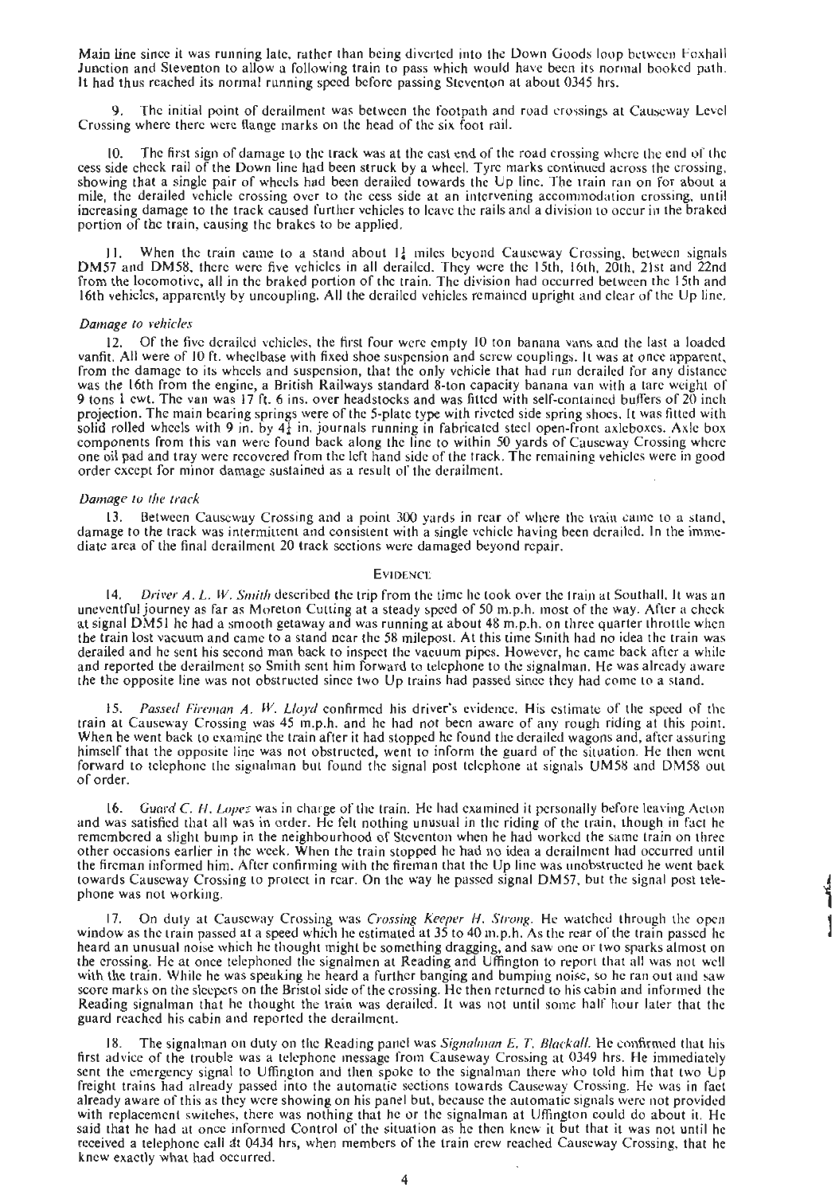Main line since it was running late, rather than being diverted into the Down Goods loop between Foxhall Junction and Steventon to allow a following train to pass which would have been its normal booked path. It had thus reached its normal running speed before passing Steventon at about 0345 hrs.

9. The initial point of derailment was between the footpath and road crossings at Causeway Level Crossing where there were flange marks on the head of the six foot rail.

10. The first sign of damage to the track was at the east end of the road crossing where the end of the cess side check rail of the Down line had been struck by a wheel. Tyre marks continued across the crossing, showing that a single pair of wheels had been derailed towards the Up line. The train ran on for about a mile, the derailed vehicle crossing over to the cess side at an intervening accommodation crossing, until increasing damage to the track caused further vehicles to leave the rails and a division to occur in the braked portion of the train, causing the brakes to be applied.

11. When the train came to a stand about 1¼ miles beyond Causeway Crossing, between signals DM57 and DM58, there were five vehicles in all derailed. They were the 15th, 16th, 20th, 21st and 22nd from the locomotive, all in the braked portion of the train. The division had occurred between the 15th and 16th vehicles, apparently by uncoupling. All the derailed vehicles remained upright and clear of the Up line.

*Damage to vehicles*

12. Of the five derailed vehicles, the first four were empty 10 ton banana vans and the last a loaded vanfit. All were of 10 ft. wheelbase with fixed shoe suspension and screw couplings. It was at once apparent, from the damage to its wheels and suspension, that the only vehicle that had run derailed for any distance was the 16th from the engine, a British Railways standard 8-ton capacity banana van with a tare weight of 9 tons 1 cwt. The van was 17 ft. 6 ins. over headstocks and was fitted with self-contained buffers of 20 inch projection. The main bearing springs were of the 5-plate type with riveted side spring shoes. It was fitted with solid rolled wheels with 9 in. by 4½ in. journals running in fabricated steel open-front axleboxes. Axle box components from this van were found back along the line to within 50 yards of Causeway Crossing where one oil pad and tray were recovered from the left hand side of the track. The remaining vehicles were in good order except for minor damage sustained as a result of the derailment.

*Damage to the track*

13. Between Causeway Crossing and a point 300 yards in rear of where the train came to a stand, damage to the track was intermittent and consistent with a single vehicle having been derailed. In the immediate area of the final derailment 20 track sections were damaged beyond repair.

## EVIDENCE

14. *Driver A. L. W. Smith* described the trip from the time he took over the train at Southall. It was an uneventful journey as far as Moreton Cutting at a steady speed of 50 m.p.h. most of the way. After a check at signal DM51 he had a smooth getaway and was running at about 48 m.p.h. on three quarter throttle when the train lost vacuum and came to a stand near the 58 milepost. At this time Smith had no idea the train was derailed and he sent his second man back to inspect the vacuum pipes. However, he came back after a while and reported the derailment so Smith sent him forward to telephone to the signalman. He was already aware the the opposite line was not obstructed since two Up trains had passed since they had come to a stand.

15. *Passed Fireman A. W. Lloyd* confirmed his driver's evidence. His estimate of the speed of the train at Causeway Crossing was 45 m.p.h. and he had not been aware of any rough riding at this point. When he went back to examine the train after it had stopped he found the derailed wagons and, after assuring himself that the opposite line was not obstructed, went to inform the guard of the situation. He then went forward to telephone the signalman but found the signal post telephone at signals UM58 and DM58 out of order.

16. *Guard C. H. Lopez* was in charge of the train. He had examined it personally before leaving Acton and was satisfied that all was in order. He felt nothing unusual in the riding of the train, though in fact he remembered a slight bump in the neighbourhood of Steventon when he had worked the same train on three other occasions earlier in the week. When the train stopped he had no idea a derailment had occurred until the fireman informed him. After confirming with the fireman that the Up line was unobstructed he went back towards Causeway Crossing to protect in rear. On the way he passed signal DM57, but the signal post telephone was not working.

17. On duty at Causeway Crossing was *Crossing Keeper H. Strong*. He watched through the open window as the train passed at a speed which he estimated at 35 to 40 m.p.h. As the rear of the train passed he heard an unusual noise which he thought might be something dragging, and saw one or two sparks almost on the crossing. He at once telephoned the signalmen at Reading and Uffington to report that all was not well with the train. While he was speaking he heard a further banging and bumping noise, so he ran out and saw score marks on the sleepers on the Bristol side of the crossing. He then returned to his cabin and informed the Reading signalman that he thought the train was derailed. It was not until some half hour later that the guard reached his cabin and reported the derailment.

18. The signalman on duty on the Reading panel was *Signalman E. T. Blackall*. He confirmed that his first advice of the trouble was a telephone message from Causeway Crossing at 0349 hrs. He immediately sent the emergency signal to Uffington and then spoke to the signalman there who told him that two Up freight trains had already passed into the automatic sections towards Causeway Crossing. He was in fact already aware of this as they were showing on his panel but, because the automatic signals were not provided with replacement switches, there was nothing that he or the signalman at Uffington could do about it. He said that he had at once informed Control of the situation as he then knew it but that it was not until he received a telephone call at 0434 hrs, when members of the train crew reached Causeway Crossing, that he knew exactly what had occurred.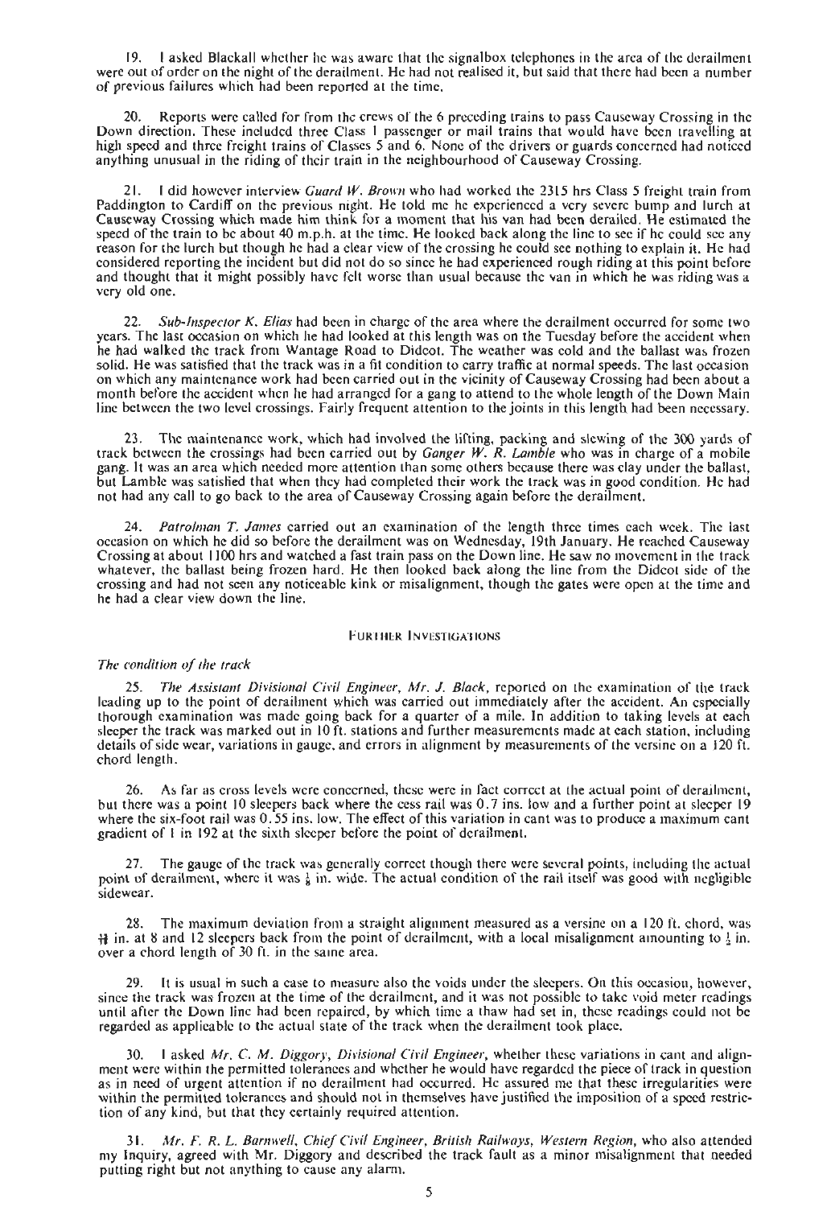19. I asked Blackall whether he was aware that the signalbox telephones in the area of the derailment were out of order on the night of the derailment. He had not realised it, but said that there had been a number of previous failures which had been reported at the time.

20. Reports were called for from the crews of the 6 preceding trains to pass Causeway Crossing in the Down direction. These included three Class 1 passenger or mail trains that would have been travelling at high speed and three freight trains of Classes 5 and 6. None of the drivers or guards concerned had noticed anything unusual in the riding of their train in the neighbourhood of Causeway Crossing.

21. I did however interview *Guard W. Brown* who had worked the 2315 hrs Class 5 freight train from Paddington to Cardiff on the previous night. He told me he experienced a very severe bump and lurch at Causeway Crossing which made him think for a moment that his van had been derailed. He estimated the speed of the train to be about 40 m.p.h. at the time. He looked back along the line to see if he could see any reason for the lurch but though he had a clear view of the crossing he could see nothing to explain it. He had considered reporting the incident but did not do so since he had experienced rough riding at this point before and thought that it might possibly have felt worse than usual because the van in which he was riding was a very old one.

22. *Sub-Inspector K. Elias* had been in charge of the area where the derailment occurred for some two years. The last occasion on which he had looked at this length was on the Tuesday before the accident when he had walked the track from Wantage Road to Didcot. The weather was cold and the ballast was frozen solid. He was satisfied that the track was in a fit condition to carry traffic at normal speeds. The last occasion on which any maintenance work had been carried out in the vicinity of Causeway Crossing had been about a month before the accident when he had arranged for a gang to attend to the whole length of the Down Main line between the two level crossings. Fairly frequent attention to the joints in this length had been necessary.

23. The maintenance work, which had involved the lifting, packing and slewing of the 300 yards of track between the crossings had been carried out by *Ganger W. R. Lamble* who was in charge of a mobile gang. It was an area which needed more attention than some others because there was clay under the ballast, but Lamble was satisfied that when they had completed their work the track was in good condition. He had not had any call to go back to the area of Causeway Crossing again before the derailment.

24. *Patrolman T. James* carried out an examination of the length three times each week. The last occasion on which he did so before the derailment was on Wednesday, 19th January. He reached Causeway Crossing at about 1100 hrs and watched a fast train pass on the Down line. He saw no movement in the track whatever, the ballast being frozen hard. He then looked back along the line from the Didcot side of the crossing and had not seen any noticeable kink or misalignment, though the gates were open at the time and he had a clear view down the line.

## FURTHER INVESTIGATIONS

### *The condition of the track*

25. *The Assistant Divisional Civil Engineer, Mr. J. Black*, reported on the examination of the track leading up to the point of derailment which was carried out immediately after the accident. An especially thorough examination was made going back for a quarter of a mile. In addition to taking levels at each sleeper the track was marked out in 10 ft. stations and further measurements made at each station, including details of side wear, variations in gauge, and errors in alignment by measurements of the versine on a 120 ft. chord length.

26. As far as cross levels were concerned, these were in fact correct at the actual point of derailment, but there was a point 10 sleepers back where the cess rail was 0.7 ins. low and a further point at sleeper 19 where the six-foot rail was 0.55 ins. low. The effect of this variation in cant was to produce a maximum cant gradient of 1 in 192 at the sixth sleeper before the point of derailment.

27. The gauge of the track was generally correct though there were several points, including the actual point of derailment, where it was $\frac{1}{8}$ in. wide. The actual condition of the rail itself was good with negligible sidewear.

28. The maximum deviation from a straight alignment measured as a versine on a 120 ft. chord, was $\frac{11}{16}$ in. at 8 and 12 sleepers back from the point of derailment, with a local misalignment amounting to $\frac{1}{2}$ in. over a chord length of 30 ft. in the same area.

29. It is usual in such a case to measure also the voids under the sleepers. On this occasion, however, since the track was frozen at the time of the derailment, and it was not possible to take void meter readings until after the Down line had been repaired, by which time a thaw had set in, these readings could not be regarded as applicable to the actual state of the track when the derailment took place.

30. I asked *Mr. C. M. Diggory, Divisional Civil Engineer*, whether these variations in cant and alignment were within the permitted tolerances and whether he would have regarded the piece of track in question as in need of urgent attention if no derailment had occurred. He assured me that these irregularities were within the permitted tolerances and should not in themselves have justified the imposition of a speed restriction of any kind, but that they certainly required attention.

31. *Mr. F. R. L. Barnwell, Chief Civil Engineer, British Railways, Western Region*, who also attended my Inquiry, agreed with Mr. Diggory and described the track fault as a minor misalignment that needed putting right but not anything to cause any alarm.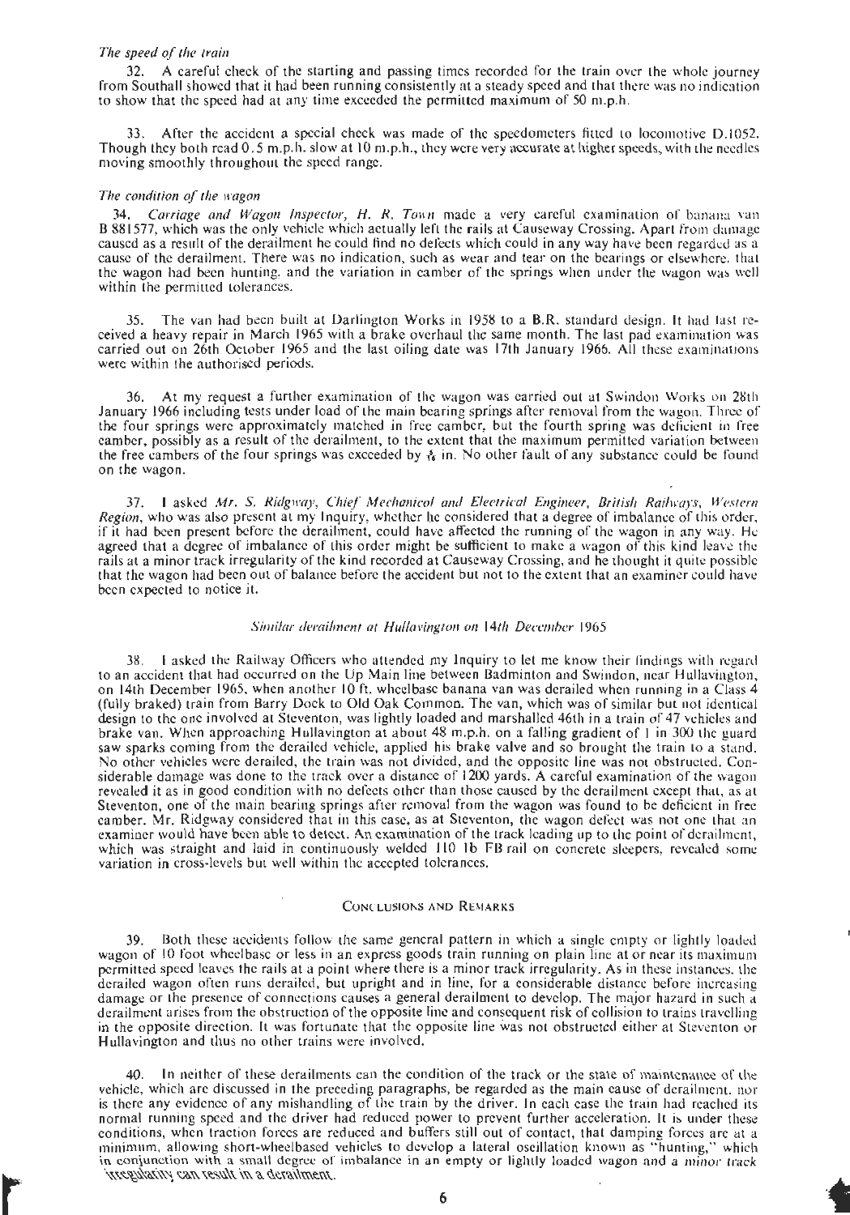*The speed of the train*

32. A careful check of the starting and passing times recorded for the train over the whole journey from Southall showed that it had been running consistently at a steady speed and that there was no indication to show that the speed had at any time exceeded the permitted maximum of 50 m.p.h.

33. After the accident a special check was made of the speedometers fitted to locomotive D.1052. Though they both read 0.5 m.p.h. slow at 10 m.p.h., they were very accurate at higher speeds, with the needles moving smoothly throughout the speed range.

*The condition of the wagon*

34. *Carriage and Wagon Inspector, H. R. Town* made a very careful examination of banana van B 881577, which was the only vehicle which actually left the rails at Causeway Crossing. Apart from damage caused as a result of the derailment he could find no defects which could in any way have been regarded as a cause of the derailment. There was no indication, such as wear and tear on the bearings or elsewhere, that the wagon had been hunting, and the variation in camber of the springs when under the wagon was well within the permitted tolerances.

35. The van had been built at Darlington Works in 1958 to a B.R. standard design. It had last received a heavy repair in March 1965 with a brake overhaul the same month. The last pad examination was carried out on 26th October 1965 and the last oiling date was 17th January 1966. All these examinations were within the authorised periods.

36. At my request a further examination of the wagon was carried out at Swindon Works on 28th January 1966 including tests under load of the main bearing springs after removal from the wagon. Three of the four springs were approximately matched in free camber, but the fourth spring was deficient in free camber, possibly as a result of the derailment, to the extent that the maximum permitted variation between the free cambers of the four springs was exceeded by $\frac{3}{16}$ in. No other fault of any substance could be found on the wagon.

37. I asked *Mr. S. Ridgway, Chief Mechanical and Electrical Engineer, British Railways, Western Region*, who was also present at my Inquiry, whether he considered that a degree of imbalance of this order, if it had been present before the derailment, could have affected the running of the wagon in any way. He agreed that a degree of imbalance of this order might be sufficient to make a wagon of this kind leave the rails at a minor track irregularity of the kind recorded at Causeway Crossing, and he thought it quite possible that the wagon had been out of balance before the accident but not to the extent that an examiner could have been expected to notice it.

*Similar derailment at Hullavington on 14th December 1965*

38. I asked the Railway Officers who attended my Inquiry to let me know their findings with regard to an accident that had occurred on the Up Main line between Badminton and Swindon, near Hullavington, on 14th December 1965, when another 10 ft. wheelbase banana van was derailed when running in a Class 4 (fully braked) train from Barry Dock to Old Oak Common. The van, which was of similar but not identical design to the one involved at Steventon, was lightly loaded and marshalled 46th in a train of 47 vehicles and brake van. When approaching Hullavington at about 48 m.p.h. on a falling gradient of 1 in 300 the guard saw sparks coming from the derailed vehicle, applied his brake valve and so brought the train to a stand. No other vehicles were derailed, the train was not divided, and the opposite line was not obstructed. Considerable damage was done to the track over a distance of 1200 yards. A careful examination of the wagon revealed it as in good condition with no defects other than those caused by the derailment except that, as at Steventon, one of the main bearing springs after removal from the wagon was found to be deficient in free camber. Mr. Ridgway considered that in this case, as at Steventon, the wagon defect was not one that an examiner would have been able to detect. An examination of the track leading up to the point of derailment, which was straight and laid in continuously welded 110 lb FB rail on concrete sleepers, revealed some variation in cross-levels but well within the accepted tolerances.

## CONCLUSIONS AND REMARKS

39. Both these accidents follow the same general pattern in which a single empty or lightly loaded wagon of 10 foot wheelbase or less in an express goods train running on plain line at or near its maximum permitted speed leaves the rails at a point where there is a minor track irregularity. As in these instances, the derailed wagon often runs derailed, but upright and in line, for a considerable distance before increasing damage or the presence of connections causes a general derailment to develop. The major hazard in such a derailment arises from the obstruction of the opposite line and consequent risk of collision to trains travelling in the opposite direction. It was fortunate that the opposite line was not obstructed either at Steventon or Hullavington and thus no other trains were involved.

40. In neither of these derailments can the condition of the track or the state of maintenance of the vehicle, which are discussed in the preceding paragraphs, be regarded as the main cause of derailment, nor is there any evidence of any mishandling of the train by the driver. In each case the train had reached its normal running speed and the driver had reduced power to prevent further acceleration. It is under these conditions, when traction forces are reduced and buffers still out of contact, that damping forces are at a minimum, allowing short-wheelbased vehicles to develop a lateral oscillation known as "hunting," which in conjunction with a small degree of imbalance in an empty or lightly loaded wagon and a *minor* track irregularity can result in a derailment.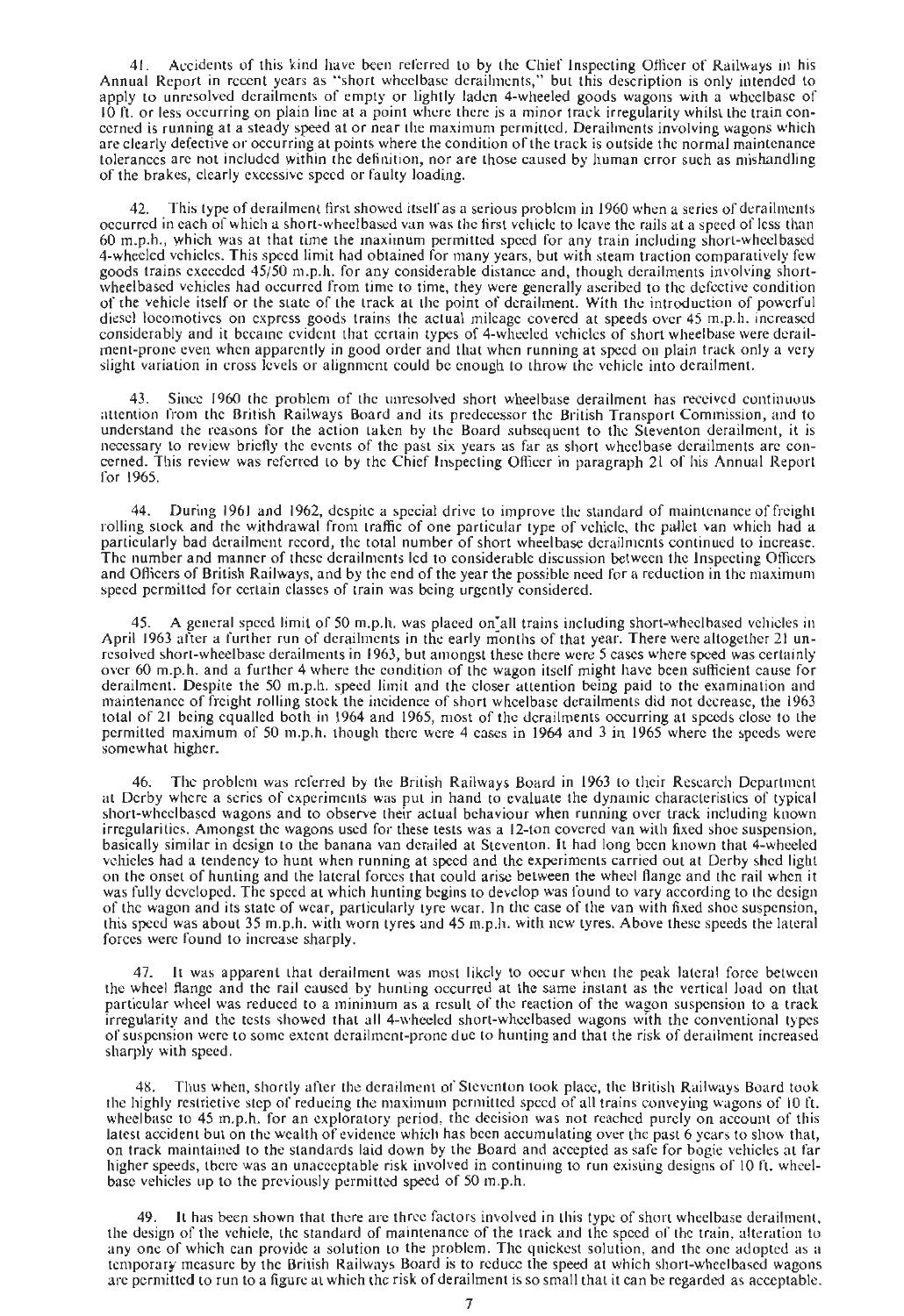41. Accidents of this kind have been referred to by the Chief Inspecting Officer of Railways in his Annual Report in recent years as "short wheelbase derailments," but this description is only intended to apply to unresolved derailments of empty or lightly laden 4-wheeled goods wagons with a wheelbase of 10 ft. or less occurring on plain line at a point where there is a minor track irregularity whilst the train concerned is running at a steady speed at or near the maximum permitted. Derailments involving wagons which are clearly defective or occurring at points where the condition of the track is outside the normal maintenance tolerances are not included within the definition, nor are those caused by human error such as mishandling of the brakes, clearly excessive speed or faulty loading.

42. This type of derailment first showed itself as a serious problem in 1960 when a series of derailments occurred in each of which a short-wheelbased van was the first vehicle to leave the rails at a speed of less than 60 m.p.h., which was at that time the maximum permitted speed for any train including short-wheelbased 4-wheeled vehicles. This speed limit had obtained for many years, but with steam traction comparatively few goods trains exceeded 45/50 m.p.h. for any considerable distance and, though derailments involving short-wheelbased vehicles had occurred from time to time, they were generally ascribed to the defective condition of the vehicle itself or the state of the track at the point of derailment. With the introduction of powerful diesel locomotives on express goods trains the actual mileage covered at speeds over 45 m.p.h. increased considerably and it became evident that certain types of 4-wheeled vehicles of short wheelbase were derailment-prone even when apparently in good order and that when running at speed on plain track only a very slight variation in cross levels or alignment could be enough to throw the vehicle into derailment.

43. Since 1960 the problem of the unresolved short wheelbase derailment has received continuous attention from the British Railways Board and its predecessor the British Transport Commission, and to understand the reasons for the action taken by the Board subsequent to the Steventon derailment, it is necessary to review briefly the events of the past six years as far as short wheelbase derailments are concerned. This review was referred to by the Chief Inspecting Officer in paragraph 21 of his Annual Report for 1965.

44. During 1961 and 1962, despite a special drive to improve the standard of maintenance of freight rolling stock and the withdrawal from traffic of one particular type of vehicle, the pallet van which had a particularly bad derailment record, the total number of short wheelbase derailments continued to increase. The number and manner of these derailments led to considerable discussion between the Inspecting Officers and Officers of British Railways, and by the end of the year the possible need for a reduction in the maximum speed permitted for certain classes of train was being urgently considered.

45. A general speed limit of 50 m.p.h. was placed on all trains including short-wheelbased vehicles in April 1963 after a further run of derailments in the early months of that year. There were altogether 21 unresolved short-wheelbase derailments in 1963, but amongst these there were 5 cases where speed was certainly over 60 m.p.h. and a further 4 where the condition of the wagon itself might have been sufficient cause for derailment. Despite the 50 m.p.h. speed limit and the closer attention being paid to the examination and maintenance of freight rolling stock the incidence of short wheelbase derailments did not decrease, the 1963 total of 21 being equalled both in 1964 and 1965, most of the derailments occurring at speeds close to the permitted maximum of 50 m.p.h. though there were 4 cases in 1964 and 3 in 1965 where the speeds were somewhat higher.

46. The problem was referred by the British Railways Board in 1963 to their Research Department at Derby where a series of experiments was put in hand to evaluate the dynamic characteristics of typical short-wheelbased wagons and to observe their actual behaviour when running over track including known irregularities. Amongst the wagons used for these tests was a 12-ton covered van with fixed shoe suspension, basically similar in design to the banana van derailed at Steventon. It had long been known that 4-wheeled vehicles had a tendency to hunt when running at speed and the experiments carried out at Derby shed light on the onset of hunting and the lateral forces that could arise between the wheel flange and the rail when it was fully developed. The speed at which hunting begins to develop was found to vary according to the design of the wagon and its state of wear, particularly tyre wear. In the case of the van with fixed shoe suspension, this speed was about 35 m.p.h. with worn tyres and 45 m.p.h. with new tyres. Above these speeds the lateral forces were found to increase sharply.

47. It was apparent that derailment was most likely to occur when the peak lateral force between the wheel flange and the rail caused by hunting occurred at the same instant as the vertical load on that particular wheel was reduced to a minimum as a result of the reaction of the wagon suspension to a track irregularity and the tests showed that all 4-wheeled short-wheelbased wagons with the conventional types of suspension were to some extent derailment-prone due to hunting and that the risk of derailment increased sharply with speed.

48. Thus when, shortly after the derailment of Steventon took place, the British Railways Board took the highly restrictive step of reducing the maximum permitted speed of all trains conveying wagons of 10 ft. wheelbase to 45 m.p.h. for an exploratory period, the decision was not reached purely on account of this latest accident but on the wealth of evidence which has been accumulating over the past 6 years to show that, on track maintained to the standards laid down by the Board and accepted as safe for bogie vehicles at far higher speeds, there was an unacceptable risk involved in continuing to run existing designs of 10 ft. wheelbase vehicles up to the previously permitted speed of 50 m.p.h.

49. It has been shown that there are three factors involved in this type of short wheelbase derailment, the design of the vehicle, the standard of maintenance of the track and the speed of the train, alteration to any one of which can provide a solution to the problem. The quickest solution, and the one adopted as a temporary measure by the British Railways Board is to reduce the speed at which short-wheelbased wagons are permitted to run to a figure at which the risk of derailment is so small that it can be regarded as acceptable.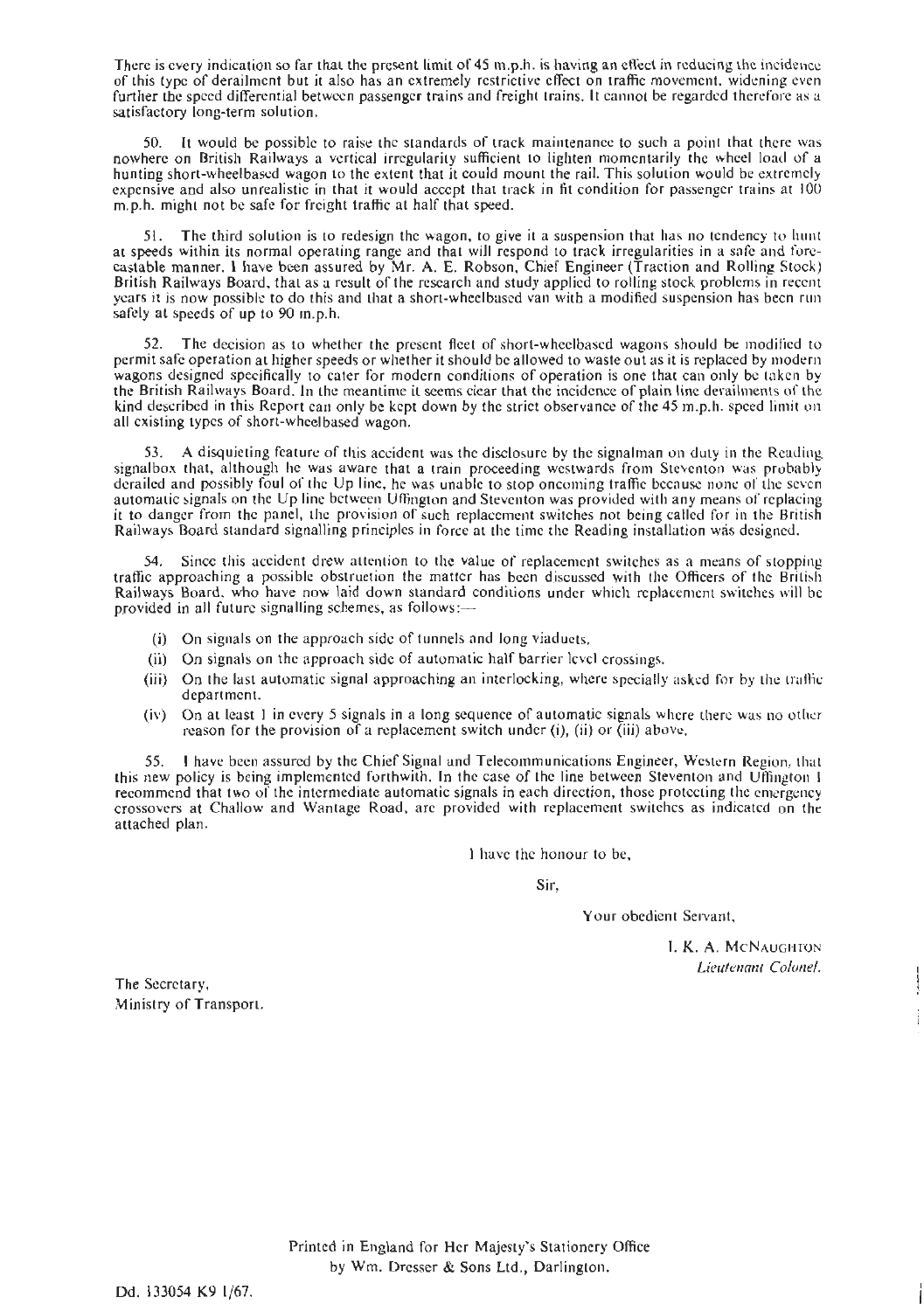There is every indication so far that the present limit of 45 m.p.h. is having an effect in reducing the incidence of this type of derailment but it also has an extremely restrictive effect on traffic movement, widening even further the speed differential between passenger trains and freight trains. It cannot be regarded therefore as a satisfactory long-term solution.

50. It would be possible to raise the standards of track maintenance to such a point that there was nowhere on British Railways a vertical irregularity sufficient to lighten momentarily the wheel load of a hunting short-wheelbased wagon to the extent that it could mount the rail. This solution would be extremely expensive and also unrealistic in that it would accept that track in fit condition for passenger trains at 100 m.p.h. might not be safe for freight traffic at half that speed.

51. The third solution is to redesign the wagon, to give it a suspension that has no tendency to hunt at speeds within its normal operating range and that will respond to track irregularities in a safe and fore-castable manner. I have been assured by Mr. A. E. Robson, Chief Engineer (Traction and Rolling Stock) British Railways Board, that as a result of the research and study applied to rolling stock problems in recent years it is now possible to do this and that a short-wheelbased van with a modified suspension has been run safely at speeds of up to 90 m.p.h.

52. The decision as to whether the present fleet of short-wheelbased wagons should be modified to permit safe operation at higher speeds or whether it should be allowed to waste out as it is replaced by modern wagons designed specifically to cater for modern conditions of operation is one that can only be taken by the British Railways Board. In the meantime it seems clear that the incidence of plain line derailments of the kind described in this Report can only be kept down by the strict observance of the 45 m.p.h. speed limit on all existing types of short-wheelbased wagon.

53. A disquieting feature of this accident was the disclosure by the signalman on duty in the Reading signalbox that, although he was aware that a train proceeding westwards from Steventon was probably derailed and possibly foul of the Up line, he was unable to stop oncoming traffic because none of the seven automatic signals on the Up line between Uffington and Steventon was provided with any means of replacing it to danger from the panel, the provision of such replacement switches not being called for in the British Railways Board standard signalling principles in force at the time the Reading installation was designed.

54. Since this accident drew attention to the value of replacement switches as a means of stopping traffic approaching a possible obstruction the matter has been discussed with the Officers of the British Railways Board, who have now laid down standard conditions under which replacement switches will be provided in all future signalling schemes, as follows:—

(i) On signals on the approach side of tunnels and long viaducts.

(ii) On signals on the approach side of automatic half barrier level crossings.

(iii) On the last automatic signal approaching an interlocking, where specially asked for by the traffic department.

(iv) On at least 1 in every 5 signals in a long sequence of automatic signals where there was no other reason for the provision of a replacement switch under (i), (ii) or (iii) above.

55. I have been assured by the Chief Signal and Telecommunications Engineer, Western Region, that this new policy is being implemented forthwith. In the case of the line between Steventon and Uffington I recommend that two of the intermediate automatic signals in each direction, those protecting the emergency crossovers at Challow and Wantage Road, are provided with replacement switches as indicated on the attached plan.

I have the honour to be,

Sir,

Your obedient Servant,

I. K. A. McNaughton
*Lieutenant Colonel.*

The Secretary,
Ministry of Transport.

Printed in England for Her Majesty's Stationery Office
by Wm. Dresser & Sons Ltd., Darlington.

Dd. 133054 K9 1/67.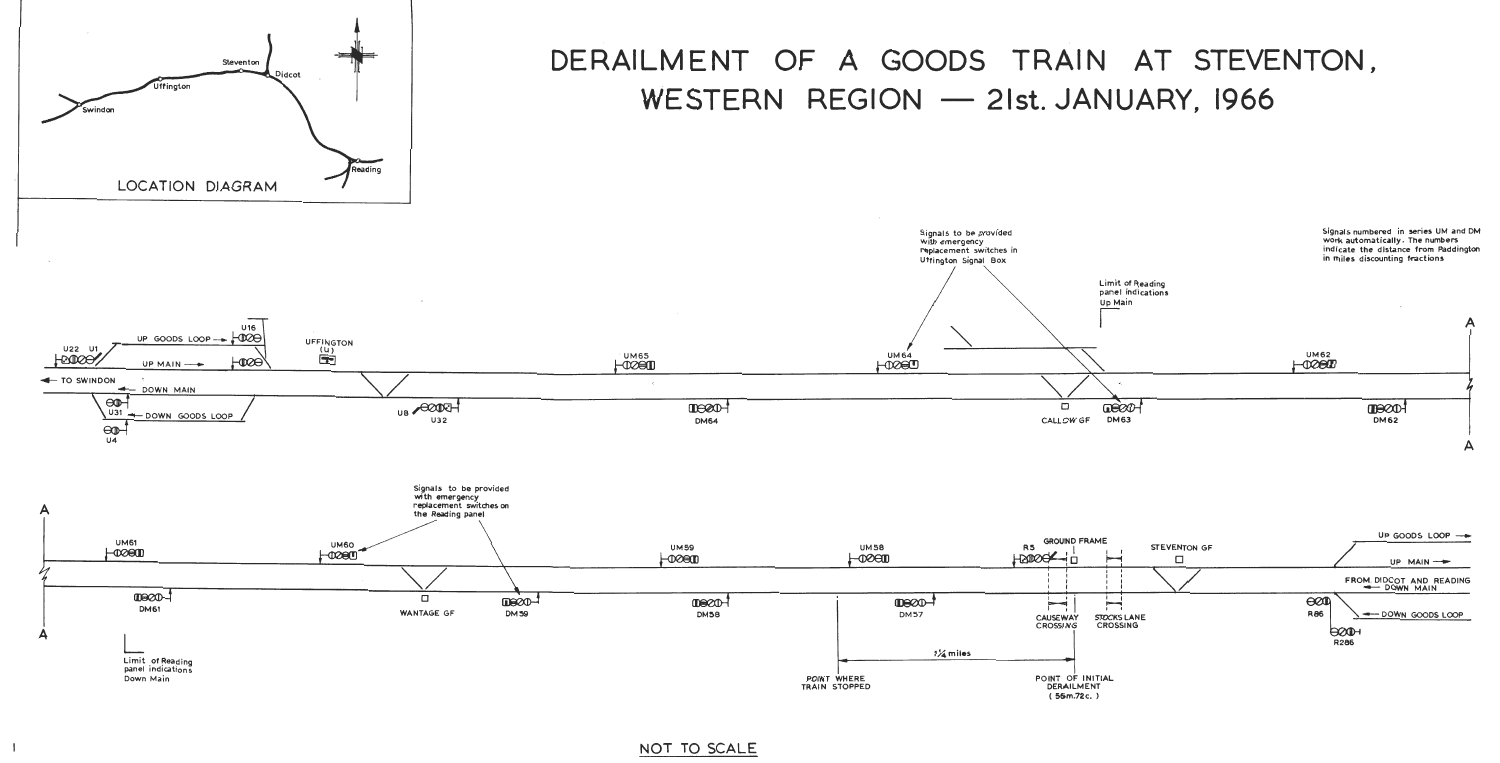# DERAILMENT OF A GOODS TRAIN AT STEVENTON, WESTERN REGION — 21st. JANUARY, 1966

LOCATION DIAGRAM

Swindon
Uffington
Steventon
Didcot
Reading

Signals to be provided with emergency replacement switches in Uffington Signal Box

Limit of Reading panel indications Up Main

Signals numbered in series UM and DM work automatically. The numbers indicate the distance from Paddington in miles discounting fractions

U22 U1
UP GOODS LOOP
U16
UP MAIN
UFFINGTON (U)
TO SWINDON
DOWN MAIN
U31
DOWN GOODS LOOP
U4
U8
U32
UM65
UM64
UM62
DM64
CALLOW GF
DM63
DM62

Signals to be provided with emergency replacement switches on the Reading panel

UM61
UM60
UM59
UM58
R5
GROUND FRAME
STEVENTON GF
UP GOODS LOOP
UP MAIN
FROM DIDCOT AND READING
DOWN MAIN
DM61
WANTAGE GF
DM59
DM58
DM57
CAUSEWAY CROSSING
STOCKS LANE CROSSING
R86
DOWN GOODS LOOP
R286

Limit of Reading panel indications Down Main

POINT WHERE TRAIN STOPPED

1¼ miles

POINT OF INITIAL DERAILMENT (56m.72c.)

NOT TO SCALE